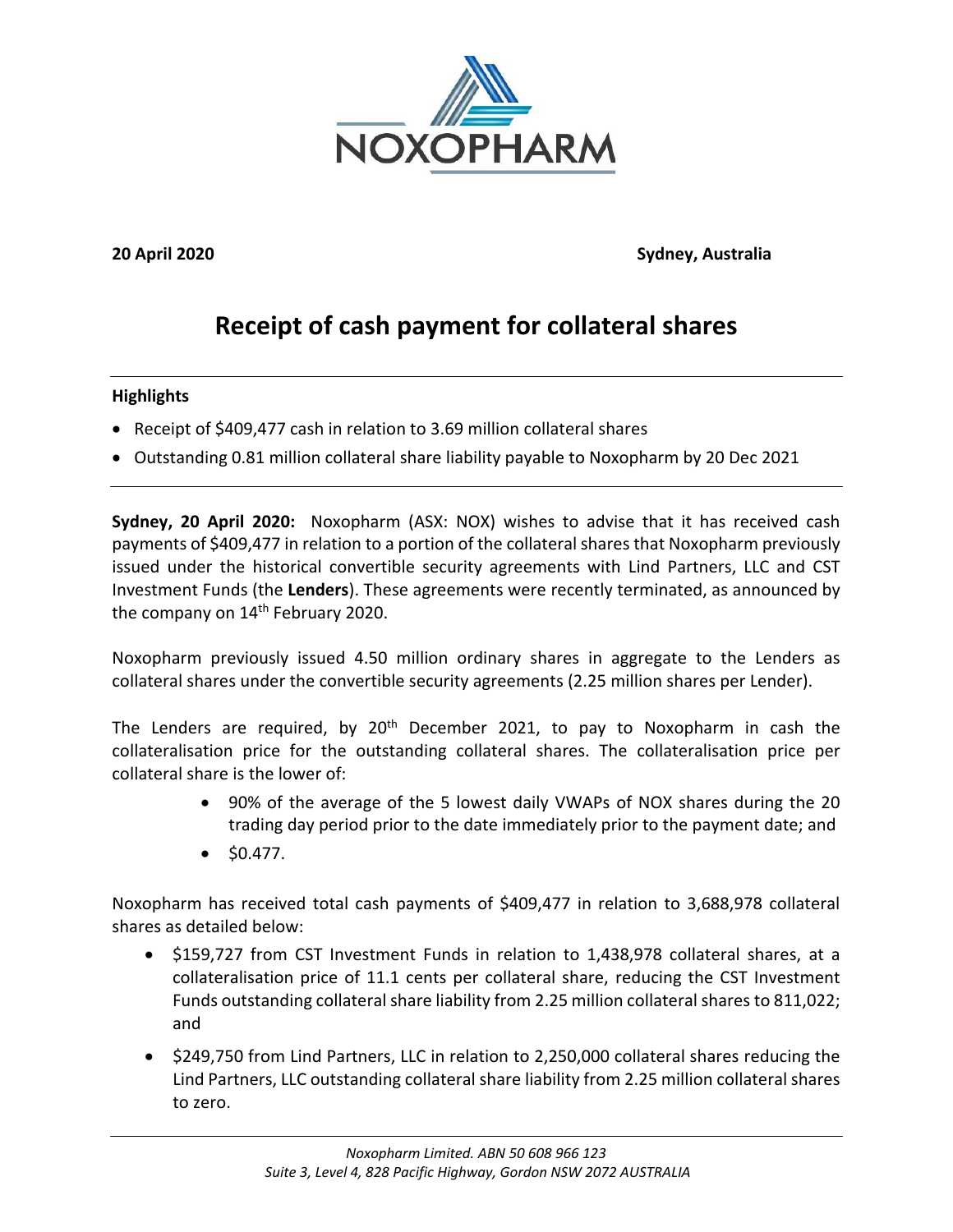**20 April 2020** **Sydney, Australia**

# Receipt of cash payment for collateral shares

**Highlights**

- Receipt of $409,477 cash in relation to 3.69 million collateral shares
- Outstanding 0.81 million collateral share liability payable to Noxopharm by 20 Dec 2021

**Sydney, 20 April 2020:** Noxopharm (ASX: NOX) wishes to advise that it has received cash payments of $409,477 in relation to a portion of the collateral shares that Noxopharm previously issued under the historical convertible security agreements with Lind Partners, LLC and CST Investment Funds (the **Lenders**). These agreements were recently terminated, as announced by the company on 14th February 2020.

Noxopharm previously issued 4.50 million ordinary shares in aggregate to the Lenders as collateral shares under the convertible security agreements (2.25 million shares per Lender).

The Lenders are required, by 20th December 2021, to pay to Noxopharm in cash the collateralisation price for the outstanding collateral shares. The collateralisation price per collateral share is the lower of:

- 90% of the average of the 5 lowest daily VWAPs of NOX shares during the 20 trading day period prior to the date immediately prior to the payment date; and
- $0.477.

Noxopharm has received total cash payments of $409,477 in relation to 3,688,978 collateral shares as detailed below:

- $159,727 from CST Investment Funds in relation to 1,438,978 collateral shares, at a collateralisation price of 11.1 cents per collateral share, reducing the CST Investment Funds outstanding collateral share liability from 2.25 million collateral shares to 811,022; and
- $249,750 from Lind Partners, LLC in relation to 2,250,000 collateral shares reducing the Lind Partners, LLC outstanding collateral share liability from 2.25 million collateral shares to zero.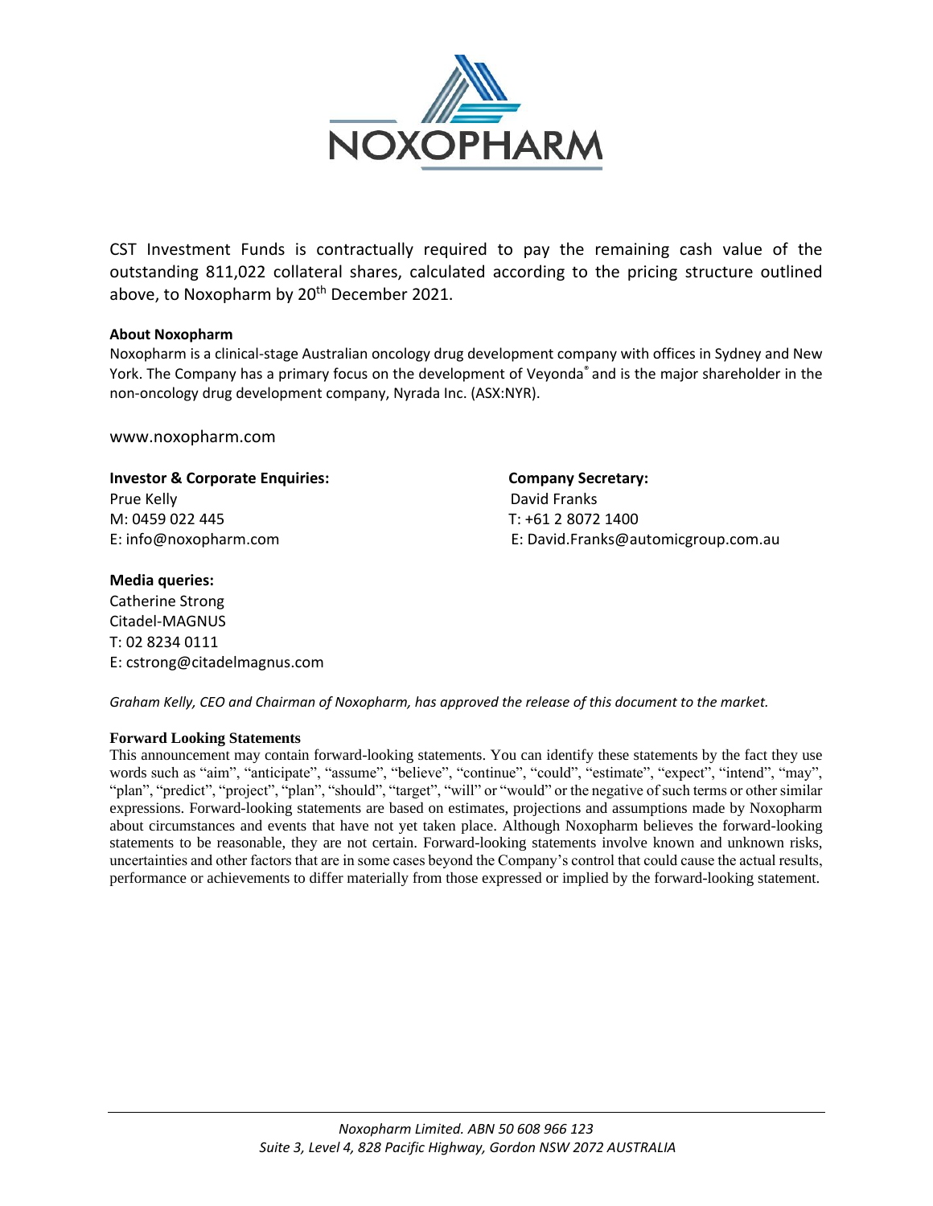CST Investment Funds is contractually required to pay the remaining cash value of the outstanding 811,022 collateral shares, calculated according to the pricing structure outlined above, to Noxopharm by 20th December 2021.

**About Noxopharm**

Noxopharm is a clinical-stage Australian oncology drug development company with offices in Sydney and New York. The Company has a primary focus on the development of Veyonda® and is the major shareholder in the non-oncology drug development company, Nyrada Inc. (ASX:NYR).

www.noxopharm.com

**Investor & Corporate Enquiries:**
Prue Kelly
M: 0459 022 445
E: info@noxopharm.com

**Company Secretary:**
David Franks
T: +61 2 8072 1400
E: David.Franks@automicgroup.com.au

**Media queries:**
Catherine Strong
Citadel-MAGNUS
T: 02 8234 0111
E: cstrong@citadelmagnus.com

*Graham Kelly, CEO and Chairman of Noxopharm, has approved the release of this document to the market.*

**Forward Looking Statements**

This announcement may contain forward-looking statements. You can identify these statements by the fact they use words such as "aim", "anticipate", "assume", "believe", "continue", "could", "estimate", "expect", "intend", "may", "plan", "predict", "project", "plan", "should", "target", "will" or "would" or the negative of such terms or other similar expressions. Forward-looking statements are based on estimates, projections and assumptions made by Noxopharm about circumstances and events that have not yet taken place. Although Noxopharm believes the forward-looking statements to be reasonable, they are not certain. Forward-looking statements involve known and unknown risks, uncertainties and other factors that are in some cases beyond the Company's control that could cause the actual results, performance or achievements to differ materially from those expressed or implied by the forward-looking statement.